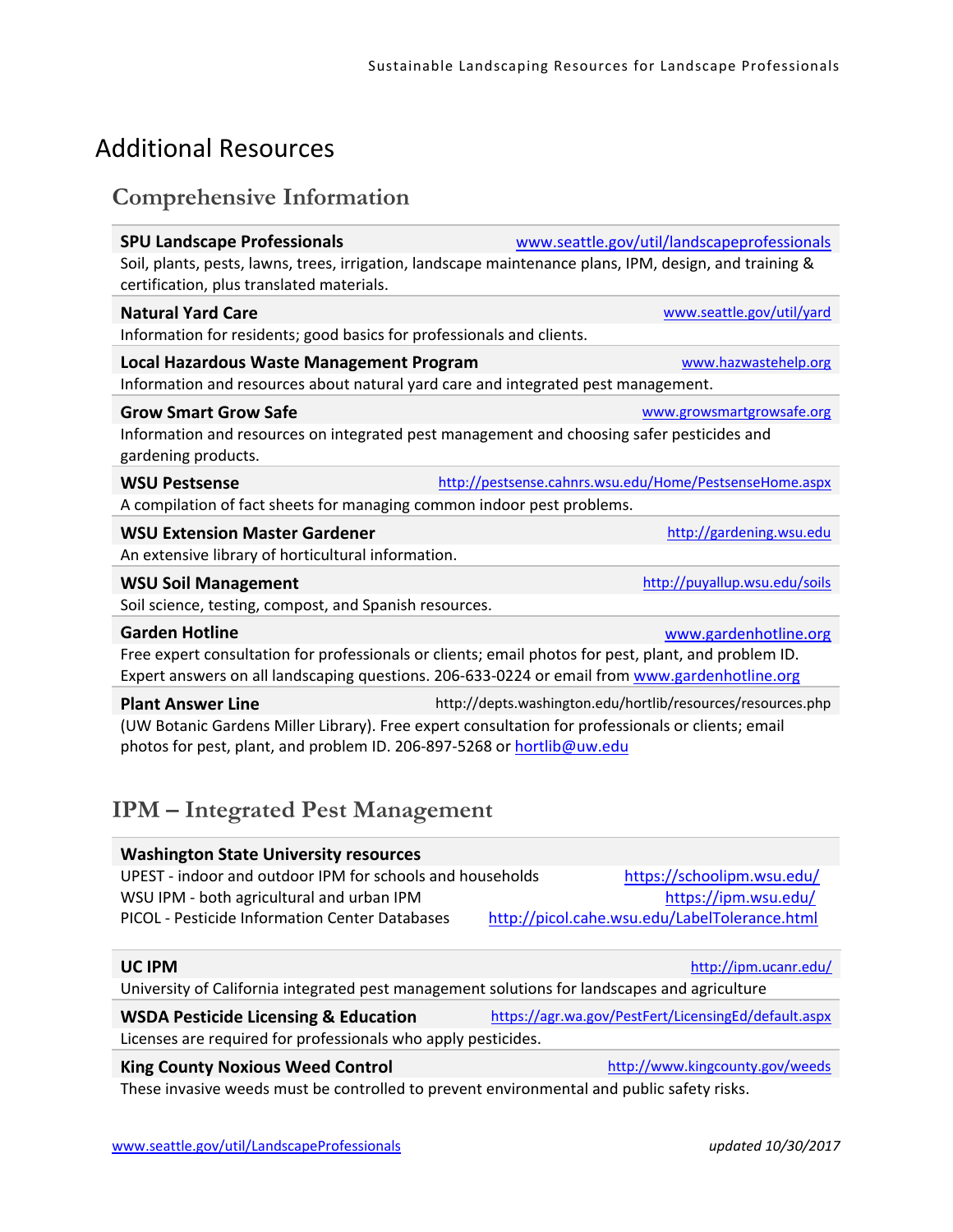# Additional Resources

## Comprehensive Information

**SPU Landscape Professionals** www.seattle.gov/util/landscapeprofessionals

Soil, plants, pests, lawns, trees, irrigation, landscape maintenance plans, IPM, design, and training & certification, plus translated materials.

**Natural Yard Care** www.seattle.gov/util/yard

Information for residents; good basics for professionals and clients.

**Local Hazardous Waste Management Program** www.hazwastehelp.org

Information and resources about natural yard care and integrated pest management.

**Grow Smart Grow Safe** www.growsmartgrowsafe.org

Information and resources on integrated pest management and choosing safer pesticides and gardening products.

**WSU Pestsense** http://pestsense.cahnrs.wsu.edu/Home/PestsenseHome.aspx

A compilation of fact sheets for managing common indoor pest problems.

**WSU Extension Master Gardener** http://gardening.wsu.edu

An extensive library of horticultural information.

**WSU Soil Management** http://puyallup.wsu.edu/soils

Soil science, testing, compost, and Spanish resources.

**Garden Hotline** www.gardenhotline.org

Free expert consultation for professionals or clients; email photos for pest, plant, and problem ID. Expert answers on all landscaping questions. 206-633-0224 or email from www.gardenhotline.org

**Plant Answer Line** http://depts.washington.edu/hortlib/resources/resources.php

(UW Botanic Gardens Miller Library). Free expert consultation for professionals or clients; email photos for pest, plant, and problem ID. 206-897-5268 or hortlib@uw.edu

## IPM – Integrated Pest Management

**Washington State University resources**

- UPEST - indoor and outdoor IPM for schools and households https://schoolipm.wsu.edu/
- WSU IPM - both agricultural and urban IPM https://ipm.wsu.edu/
- PICOL - Pesticide Information Center Databases http://picol.cahe.wsu.edu/LabelTolerance.html

**UC IPM** http://ipm.ucanr.edu/

University of California integrated pest management solutions for landscapes and agriculture

**WSDA Pesticide Licensing & Education** https://agr.wa.gov/PestFert/LicensingEd/default.aspx

Licenses are required for professionals who apply pesticides.

**King County Noxious Weed Control** http://www.kingcounty.gov/weeds

These invasive weeds must be controlled to prevent environmental and public safety risks.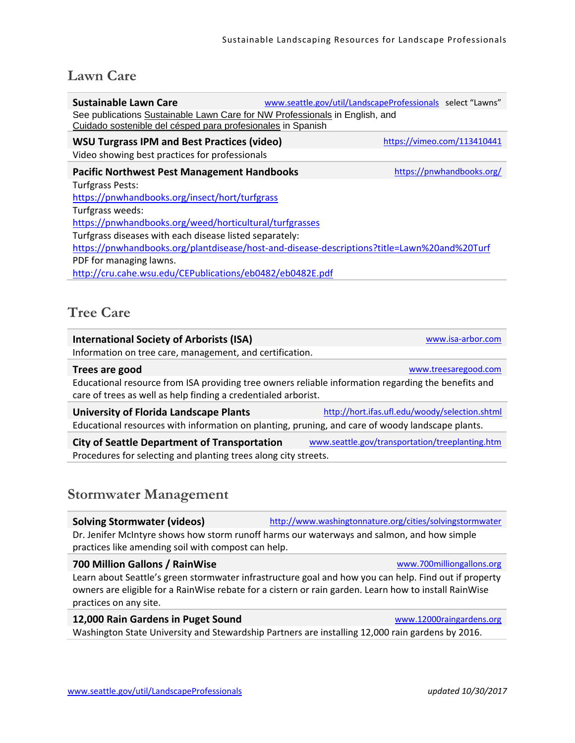## Lawn Care

**Sustainable Lawn Care** — www.seattle.gov/util/LandscapeProfessionals select "Lawns"

See publications Sustainable Lawn Care for NW Professionals in English, and Cuidado sostenible del césped para profesionales in Spanish

**WSU Turgrass IPM and Best Practices (video)** — https://vimeo.com/113410441

Video showing best practices for professionals

**Pacific Northwest Pest Management Handbooks** — https://pnwhandbooks.org/

Turfgrass Pests:
https://pnwhandbooks.org/insect/hort/turfgrass

Turfgrass weeds:
https://pnwhandbooks.org/weed/horticultural/turfgrasses

Turfgrass diseases with each disease listed separately:
https://pnwhandbooks.org/plantdisease/host-and-disease-descriptions?title=Lawn%20and%20Turf

PDF for managing lawns.
http://cru.cahe.wsu.edu/CEPublications/eb0482/eb0482E.pdf

## Tree Care

**International Society of Arborists (ISA)** — www.isa-arbor.com

Information on tree care, management, and certification.

**Trees are good** — www.treesaregood.com

Educational resource from ISA providing tree owners reliable information regarding the benefits and care of trees as well as help finding a credentialed arborist.

**University of Florida Landscape Plants** — http://hort.ifas.ufl.edu/woody/selection.shtml

Educational resources with information on planting, pruning, and care of woody landscape plants.

**City of Seattle Department of Transportation** — www.seattle.gov/transportation/treeplanting.htm

Procedures for selecting and planting trees along city streets.

## Stormwater Management

**Solving Stormwater (videos)** — http://www.washingtonnature.org/cities/solvingstormwater

Dr. Jenifer McIntyre shows how storm runoff harms our waterways and salmon, and how simple practices like amending soil with compost can help.

**700 Million Gallons / RainWise** — www.700milliongallons.org

Learn about Seattle's green stormwater infrastructure goal and how you can help. Find out if property owners are eligible for a RainWise rebate for a cistern or rain garden. Learn how to install RainWise practices on any site.

**12,000 Rain Gardens in Puget Sound** — www.12000raingardens.org

Washington State University and Stewardship Partners are installing 12,000 rain gardens by 2016.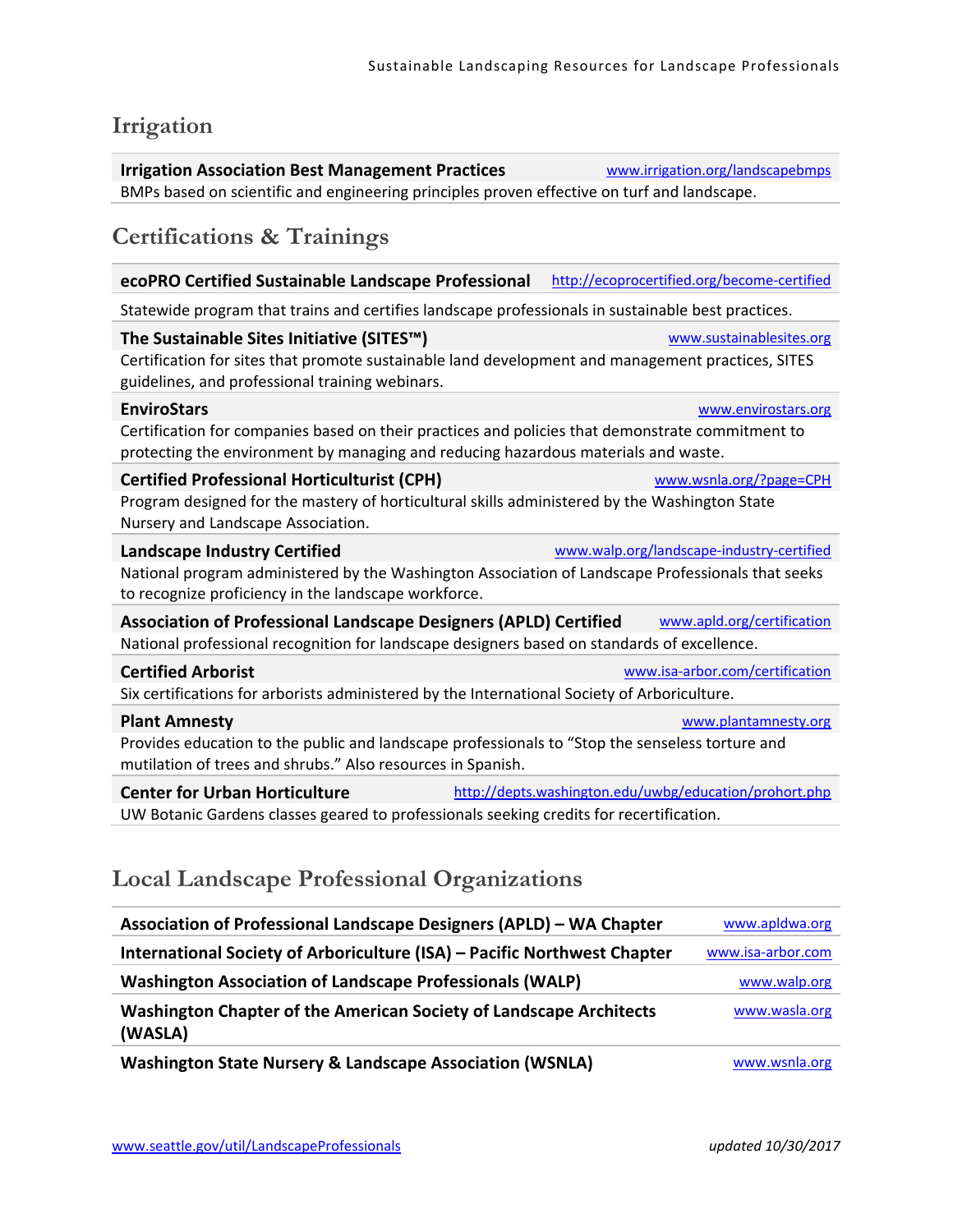## Irrigation

**Irrigation Association Best Management Practices** www.irrigation.org/landscapebmps

BMPs based on scientific and engineering principles proven effective on turf and landscape.

## Certifications & Trainings

**ecoPRO Certified Sustainable Landscape Professional** http://ecoprocertified.org/become-certified

Statewide program that trains and certifies landscape professionals in sustainable best practices.

**The Sustainable Sites Initiative (SITES™)** www.sustainablesites.org

Certification for sites that promote sustainable land development and management practices, SITES guidelines, and professional training webinars.

**EnviroStars** www.envirostars.org

Certification for companies based on their practices and policies that demonstrate commitment to protecting the environment by managing and reducing hazardous materials and waste.

**Certified Professional Horticulturist (CPH)** www.wsnla.org/?page=CPH

Program designed for the mastery of horticultural skills administered by the Washington State Nursery and Landscape Association.

**Landscape Industry Certified** www.walp.org/landscape-industry-certified

National program administered by the Washington Association of Landscape Professionals that seeks to recognize proficiency in the landscape workforce.

**Association of Professional Landscape Designers (APLD) Certified** www.apld.org/certification

National professional recognition for landscape designers based on standards of excellence.

**Certified Arborist** www.isa-arbor.com/certification

Six certifications for arborists administered by the International Society of Arboriculture.

**Plant Amnesty** www.plantamnesty.org

Provides education to the public and landscape professionals to "Stop the senseless torture and mutilation of trees and shrubs." Also resources in Spanish.

**Center for Urban Horticulture** http://depts.washington.edu/uwbg/education/prohort.php

UW Botanic Gardens classes geared to professionals seeking credits for recertification.

## Local Landscape Professional Organizations

| | |
|---|---|
| **Association of Professional Landscape Designers (APLD) – WA Chapter** | www.apldwa.org |
| **International Society of Arboriculture (ISA) – Pacific Northwest Chapter** | www.isa-arbor.com |
| **Washington Association of Landscape Professionals (WALP)** | www.walp.org |
| **Washington Chapter of the American Society of Landscape Architects (WASLA)** | www.wasla.org |
| **Washington State Nursery & Landscape Association (WSNLA)** | www.wsnla.org |

www.seattle.gov/util/LandscapeProfessionals *updated 10/30/2017*